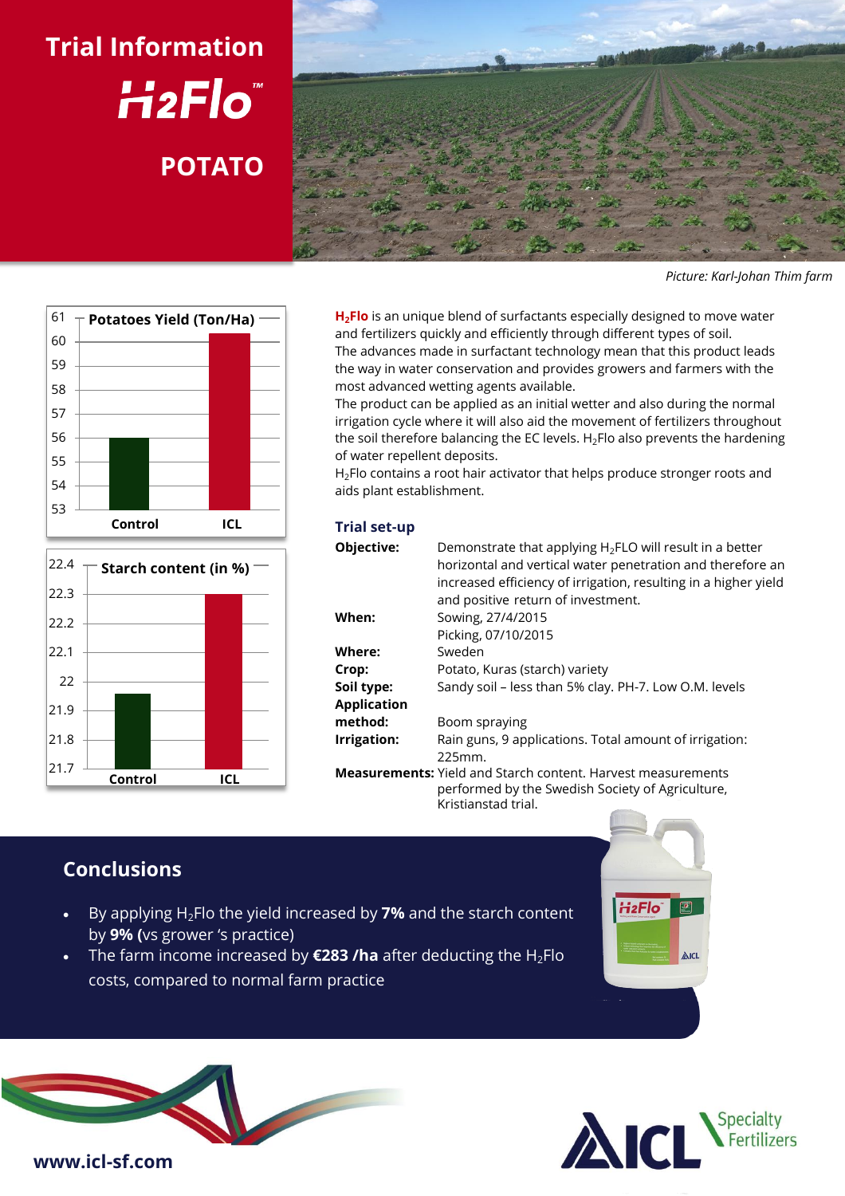# Trial Information

## H2Flo™

## POTATO

*Picture: Karl-Johan Thim farm*

**$H_2$Flo** is an unique blend of surfactants especially designed to move water and fertilizers quickly and efficiently through different types of soil.
The advances made in surfactant technology mean that this product leads the way in water conservation and provides growers and farmers with the most advanced wetting agents available.
The product can be applied as an initial wetter and also during the normal irrigation cycle where it will also aid the movement of fertilizers throughout the soil therefore balancing the EC levels. $H_2$Flo also prevents the hardening of water repellent deposits.
$H_2$Flo contains a root hair activator that helps produce stronger roots and aids plant establishment.

**Potatoes Yield (Ton/Ha)**

Chart bars: Control and ICL; y-axis 53 to 61.

**Starch content (in %)**

Chart bars: Control and ICL; y-axis 21.7 to 22.4.

## Trial set-up

| | |
|---|---|
| **Objective:** | Demonstrate that applying $H_2$FLO will result in a better horizontal and vertical water penetration and therefore an increased efficiency of irrigation, resulting in a higher yield and positive return of investment. |
| **When:** | Sowing, 27/4/2015<br>Picking, 07/10/2015 |
| **Where:** | Sweden |
| **Crop:** | Potato, Kuras (starch) variety |
| **Soil type:** | Sandy soil – less than 5% clay. PH-7. Low O.M. levels |
| **Application method:** | Boom spraying |
| **Irrigation:** | Rain guns, 9 applications. Total amount of irrigation: 225mm. |
| **Measurements:** | Yield and Starch content. Harvest measurements performed by the Swedish Society of Agriculture, Kristianstad trial. |

## Conclusions

- By applying $H_2$Flo the yield increased by **7%** and the starch content by **9% (**vs grower 's practice)
- The farm income increased by **€283 /ha** after deducting the $H_2$Flo costs, compared to normal farm practice

www.icl-sf.com

ICL Specialty Fertilizers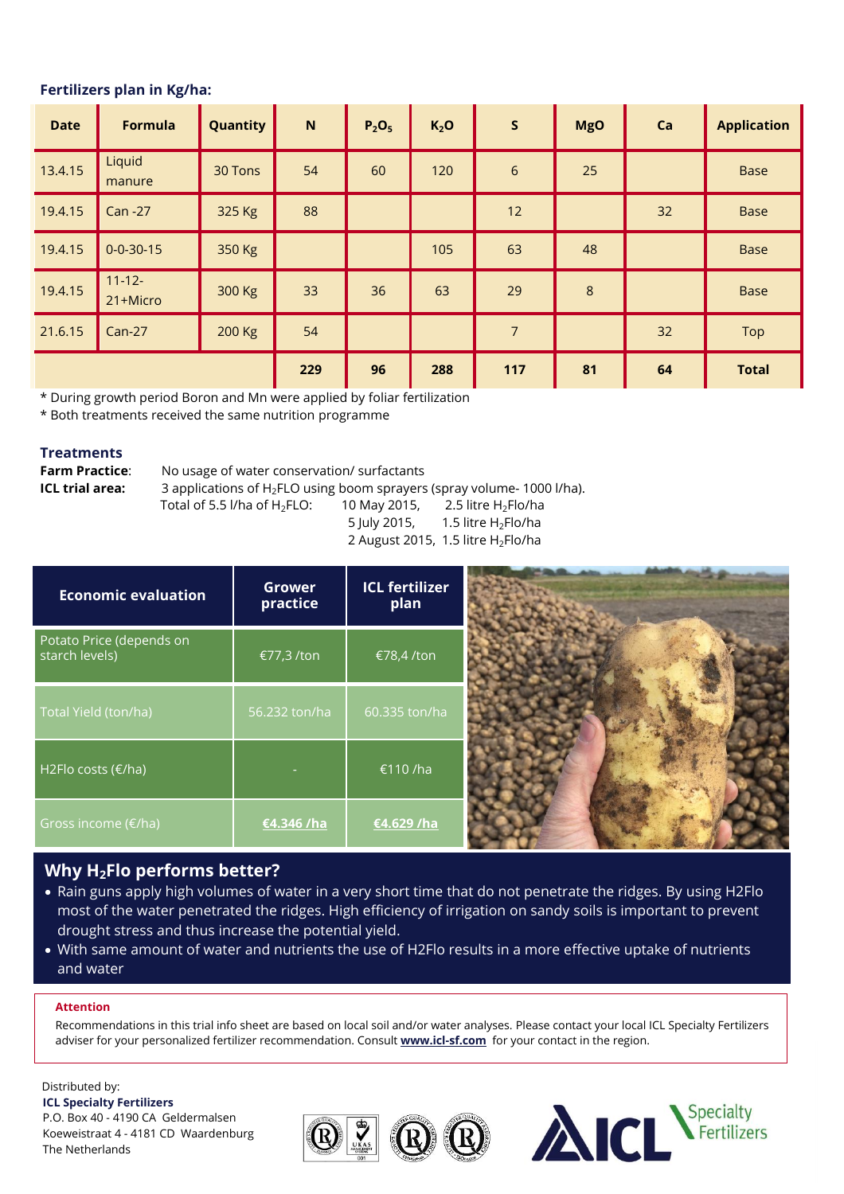## Fertilizers plan in Kg/ha:

| Date | Formula | Quantity | N | $P_2O_5$ | $K_2O$ | S | MgO | Ca | Application |
|---|---|---|---|---|---|---|---|---|---|
| 13.4.15 | Liquid manure | 30 Tons | 54 | 60 | 120 | 6 | 25 | | Base |
| 19.4.15 | Can -27 | 325 Kg | 88 | | | 12 | | 32 | Base |
| 19.4.15 | 0-0-30-15 | 350 Kg | | | 105 | 63 | 48 | | Base |
| 19.4.15 | 11-12-21+Micro | 300 Kg | 33 | 36 | 63 | 29 | 8 | | Base |
| 21.6.15 | Can-27 | 200 Kg | 54 | | | 7 | | 32 | Top |
| | | | **229** | **96** | **288** | **117** | **81** | **64** | **Total** |

* During growth period Boron and Mn were applied by foliar fertilization
* Both treatments received the same nutrition programme

### Treatments

**Farm Practice**: No usage of water conservation/ surfactants

**ICL trial area:** 3 applications of $H_2$FLO using boom sprayers (spray volume- 1000 l/ha).

Total of 5.5 l/ha of $H_2$FLO:
- 10 May 2015, 2.5 litre $H_2$Flo/ha
- 5 July 2015, 1.5 litre $H_2$Flo/ha
- 2 August 2015, 1.5 litre $H_2$Flo/ha

| Economic evaluation | Grower practice | ICL fertilizer plan |
|---|---|---|
| Potato Price (depends on starch levels) | €77,3 /ton | €78,4 /ton |
| Total Yield (ton/ha) | 56.232 ton/ha | 60.335 ton/ha |
| H2Flo costs (€/ha) | - | €110 /ha |
| Gross income (€/ha) | **€4.346 /ha** | **€4.629 /ha** |

## Why $H_2$Flo performs better?

- Rain guns apply high volumes of water in a very short time that do not penetrate the ridges. By using H2Flo most of the water penetrated the ridges. High efficiency of irrigation on sandy soils is important to prevent drought stress and thus increase the potential yield.
- With same amount of water and nutrients the use of H2Flo results in a more effective uptake of nutrients and water

**Attention**

Recommendations in this trial info sheet are based on local soil and/or water analyses. Please contact your local ICL Specialty Fertilizers adviser for your personalized fertilizer recommendation. Consult **www.icl-sf.com** for your contact in the region.

Distributed by:
**ICL Specialty Fertilizers**
P.O. Box 40 - 4190 CA Geldermalsen
Koeweistraat 4 - 4181 CD Waardenburg
The Netherlands

ICL Specialty Fertilizers